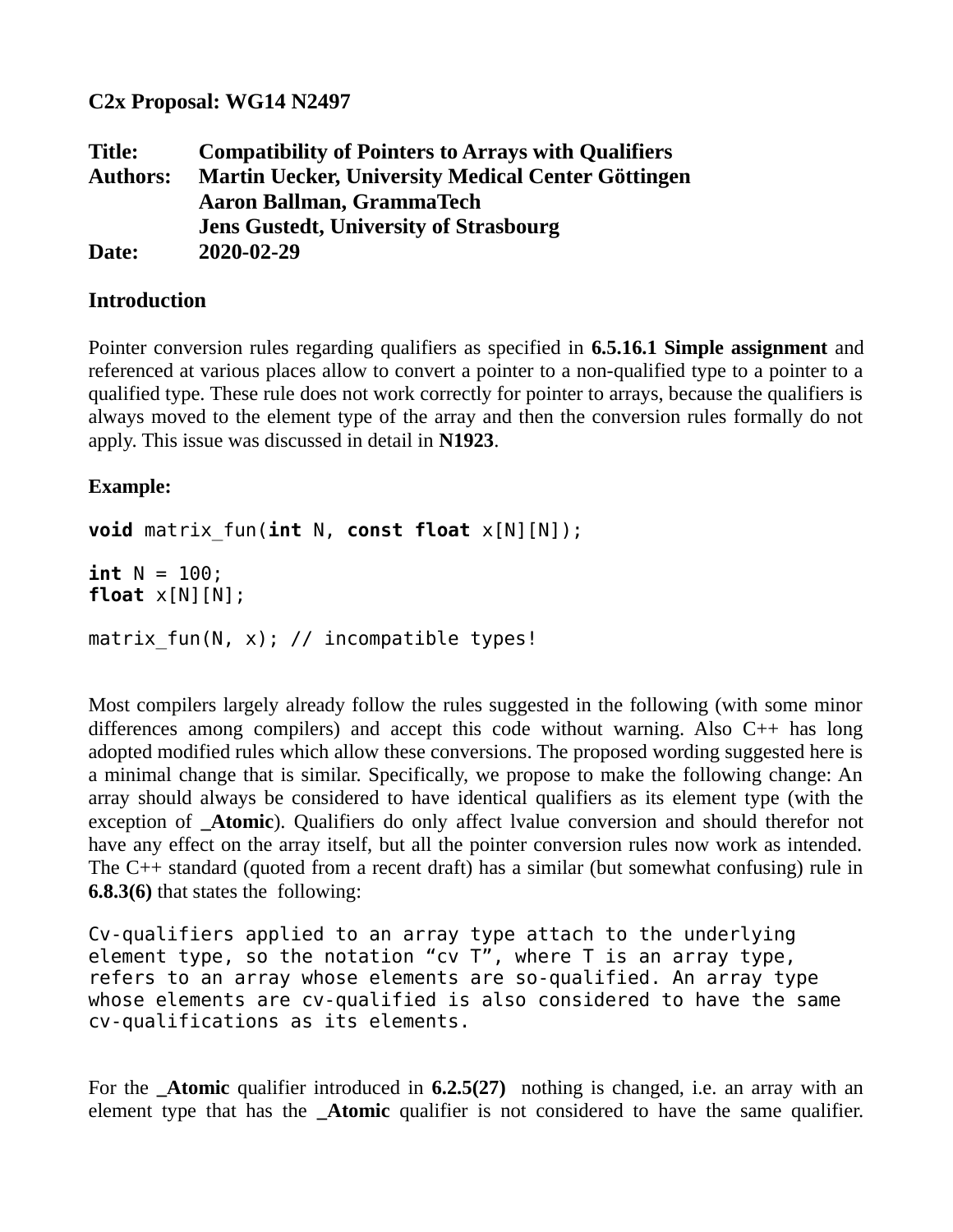**C2x Proposal: WG14 N2497**

| | |
|---|---|
| **Title:** | **Compatibility of Pointers to Arrays with Qualifiers** |
| **Authors:** | **Martin Uecker, University Medical Center Göttingen** |
| | **Aaron Ballman, GrammaTech** |
| | **Jens Gustedt, University of Strasbourg** |
| **Date:** | **2020-02-29** |

## Introduction

Pointer conversion rules regarding qualifiers as specified in **6.5.16.1 Simple assignment** and referenced at various places allow to convert a pointer to a non-qualified type to a pointer to a qualified type. These rule does not work correctly for pointer to arrays, because the qualifiers is always moved to the element type of the array and then the conversion rules formally do not apply. This issue was discussed in detail in **N1923**.

**Example:**

```
void matrix_fun(int N, const float x[N][N]);

int N = 100;
float x[N][N];

matrix_fun(N, x); // incompatible types!
```

Most compilers largely already follow the rules suggested in the following (with some minor differences among compilers) and accept this code without warning. Also C++ has long adopted modified rules which allow these conversions. The proposed wording suggested here is a minimal change that is similar. Specifically, we propose to make the following change: An array should always be considered to have identical qualifiers as its element type (with the exception of **_Atomic**). Qualifiers do only affect lvalue conversion and should therefor not have any effect on the array itself, but all the pointer conversion rules now work as intended. The C++ standard (quoted from a recent draft) has a similar (but somewhat confusing) rule in **6.8.3(6)** that states the following:

```
Cv-qualifiers applied to an array type attach to the underlying
element type, so the notation “cv T”, where T is an array type,
refers to an array whose elements are so-qualified. An array type
whose elements are cv-qualified is also considered to have the same
cv-qualifications as its elements.
```

For the **_Atomic** qualifier introduced in **6.2.5(27)** nothing is changed, i.e. an array with an element type that has the **_Atomic** qualifier is not considered to have the same qualifier.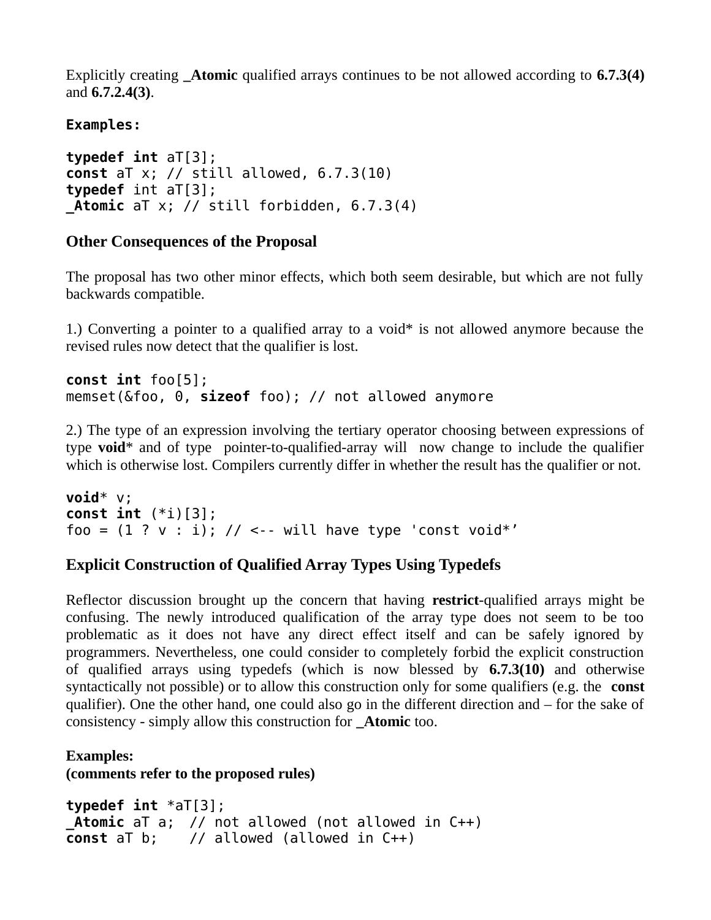Explicitly creating **_Atomic** qualified arrays continues to be not allowed according to **6.7.3(4)** and **6.7.2.4(3)**.

**Examples:**

```
typedef int aT[3];
const aT x; // still allowed, 6.7.3(10)
typedef int aT[3];
_Atomic aT x; // still forbidden, 6.7.3(4)
```

## Other Consequences of the Proposal

The proposal has two other minor effects, which both seem desirable, but which are not fully backwards compatible.

1.) Converting a pointer to a qualified array to a void* is not allowed anymore because the revised rules now detect that the qualifier is lost.

```
const int foo[5];
memset(&foo, 0, sizeof foo); // not allowed anymore
```

2.) The type of an expression involving the tertiary operator choosing between expressions of type **void*** and of type pointer-to-qualified-array will now change to include the qualifier which is otherwise lost. Compilers currently differ in whether the result has the qualifier or not.

```
void* v;
const int (*i)[3];
foo = (1 ? v : i); // <-- will have type 'const void*'
```

## Explicit Construction of Qualified Array Types Using Typedefs

Reflector discussion brought up the concern that having **restrict**-qualified arrays might be confusing. The newly introduced qualification of the array type does not seem to be too problematic as it does not have any direct effect itself and can be safely ignored by programmers. Nevertheless, one could consider to completely forbid the explicit construction of qualified arrays using typedefs (which is now blessed by **6.7.3(10)** and otherwise syntactically not possible) or to allow this construction only for some qualifiers (e.g. the **const** qualifier). One the other hand, one could also go in the different direction and – for the sake of consistency - simply allow this construction for **_Atomic** too.

**Examples:**
**(comments refer to the proposed rules)**

```
typedef int *aT[3];
_Atomic aT a;  // not allowed (not allowed in C++)
const aT b;    // allowed (allowed in C++)
```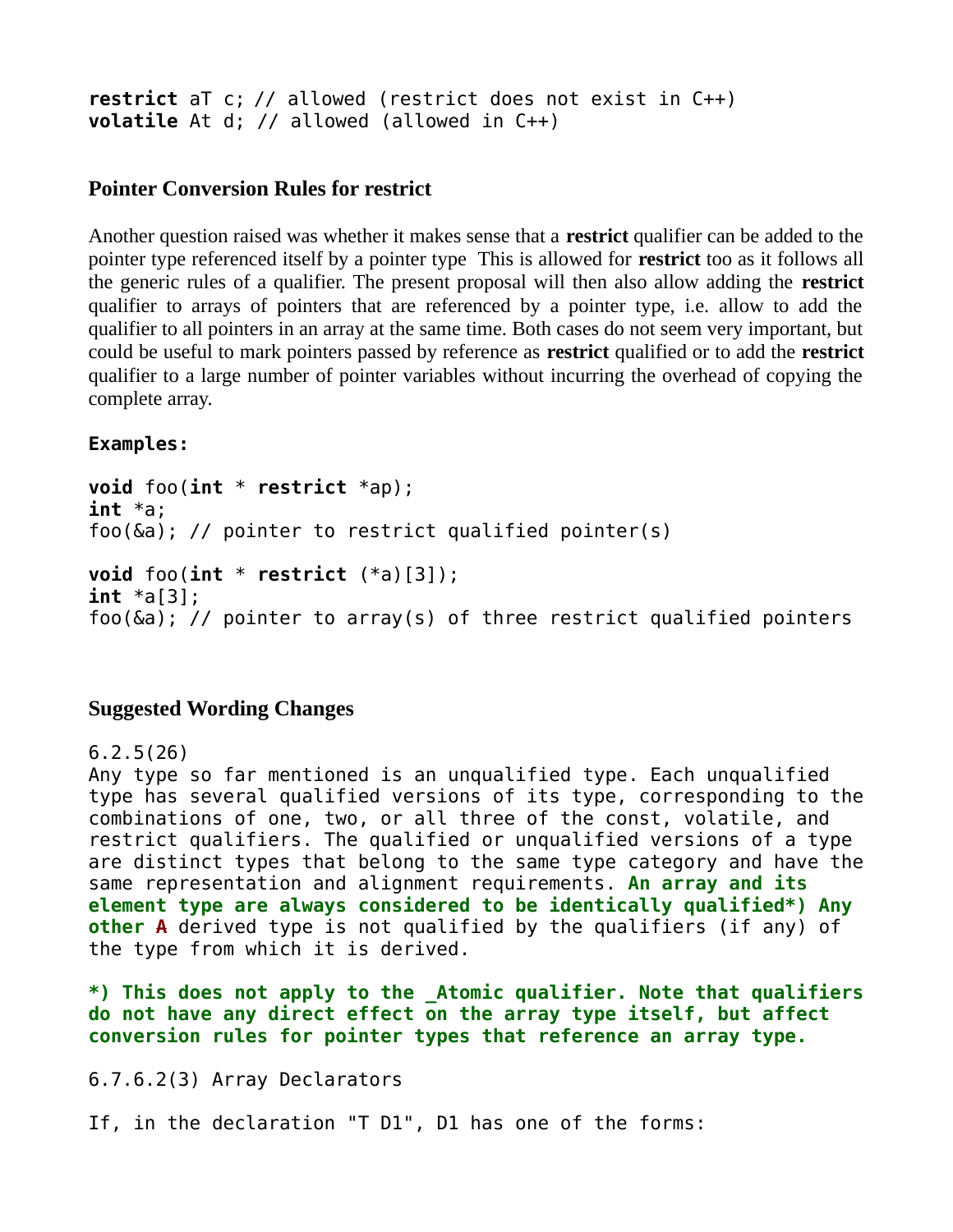```
restrict aT c; // allowed (restrict does not exist in C++)
volatile At d; // allowed (allowed in C++)
```

### Pointer Conversion Rules for restrict

Another question raised was whether it makes sense that a **restrict** qualifier can be added to the pointer type referenced itself by a pointer type This is allowed for **restrict** too as it follows all the generic rules of a qualifier. The present proposal will then also allow adding the **restrict** qualifier to arrays of pointers that are referenced by a pointer type, i.e. allow to add the qualifier to all pointers in an array at the same time. Both cases do not seem very important, but could be useful to mark pointers passed by reference as **restrict** qualified or to add the **restrict** qualifier to a large number of pointer variables without incurring the overhead of copying the complete array.

**Examples:**

```
void foo(int * restrict *ap);
int *a;
foo(&a); // pointer to restrict qualified pointer(s)

void foo(int * restrict (*a)[3]);
int *a[3];
foo(&a); // pointer to array(s) of three restrict qualified pointers
```

### Suggested Wording Changes

6.2.5(26)

Any type so far mentioned is an unqualified type. Each unqualified type has several qualified versions of its type, corresponding to the combinations of one, two, or all three of the const, volatile, and restrict qualifiers. The qualified or unqualified versions of a type are distinct types that belong to the same type category and have the same representation and alignment requirements. **An array and its element type are always considered to be identically qualified\*) Any other** ~~A~~ derived type is not qualified by the qualifiers (if any) of the type from which it is derived.

**\*) This does not apply to the _Atomic qualifier. Note that qualifiers do not have any direct effect on the array type itself, but affect conversion rules for pointer types that reference an array type.**

6.7.6.2(3) Array Declarators

If, in the declaration "T D1", D1 has one of the forms: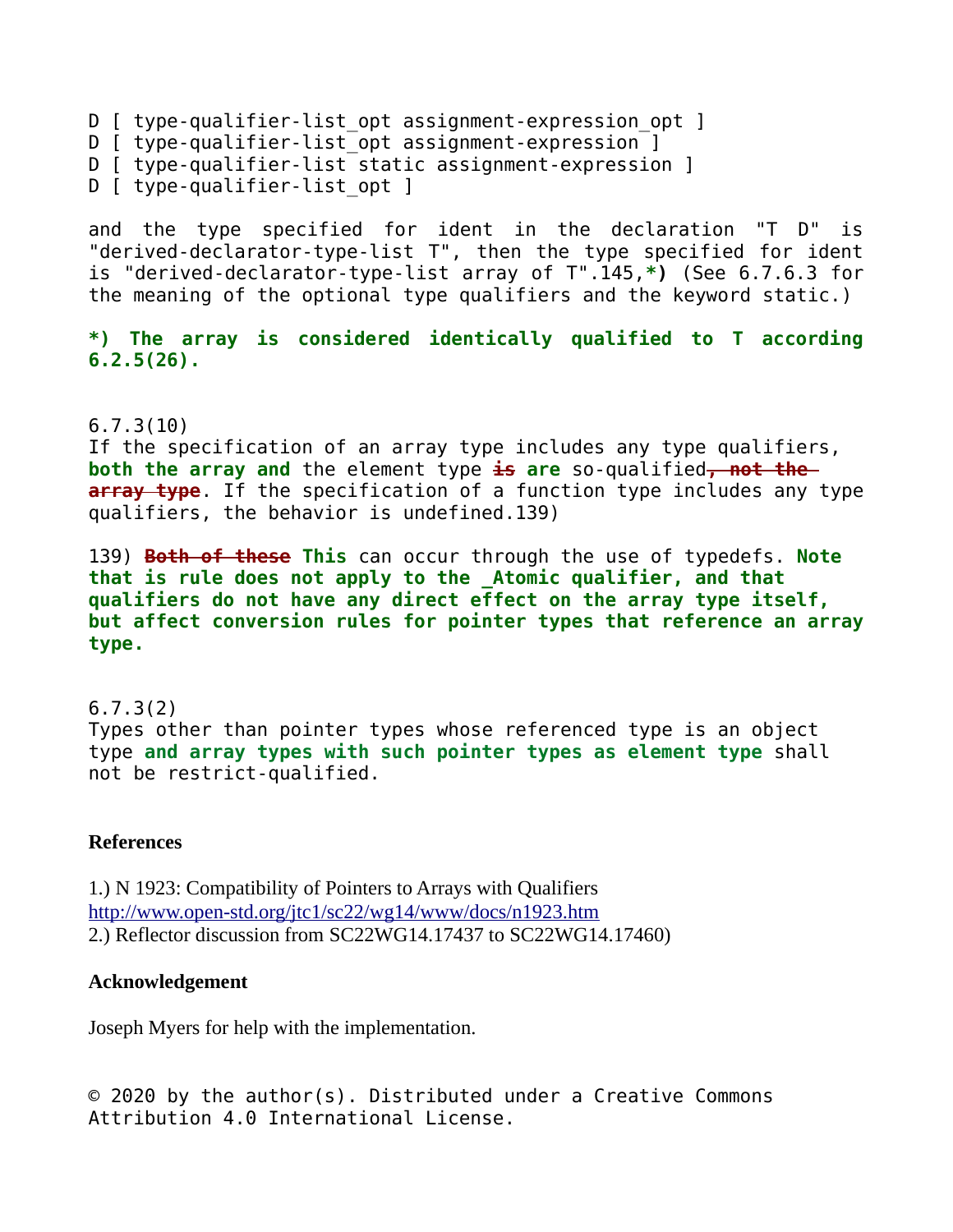```
D [ type-qualifier-list_opt assignment-expression_opt ]
D [ type-qualifier-list_opt assignment-expression ]
D [ type-qualifier-list static assignment-expression ]
D [ type-qualifier-list_opt ]
```

and the type specified for ident in the declaration "T D" is "derived-declarator-type-list T", then the type specified for ident is "derived-declarator-type-list array of T".145,**\*)** (See 6.7.6.3 for the meaning of the optional type qualifiers and the keyword static.)

**\*) The array is considered identically qualified to T according 6.2.5(26).**

6.7.3(10)
If the specification of an array type includes any type qualifiers, **both the array and** the element type ~~is~~ **are** so-qualified~~, not the array type~~. If the specification of a function type includes any type qualifiers, the behavior is undefined.139)

139) ~~Both of these~~ **This** can occur through the use of typedefs. **Note that is rule does not apply to the _Atomic qualifier, and that qualifiers do not have any direct effect on the array type itself, but affect conversion rules for pointer types that reference an array type.**

6.7.3(2)
Types other than pointer types whose referenced type is an object type **and array types with such pointer types as element type** shall not be restrict-qualified.

**References**

1.) N 1923: Compatibility of Pointers to Arrays with Qualifiers
http://www.open-std.org/jtc1/sc22/wg14/www/docs/n1923.htm
2.) Reflector discussion from SC22WG14.17437 to SC22WG14.17460)

**Acknowledgement**

Joseph Myers for help with the implementation.

© 2020 by the author(s). Distributed under a Creative Commons Attribution 4.0 International License.